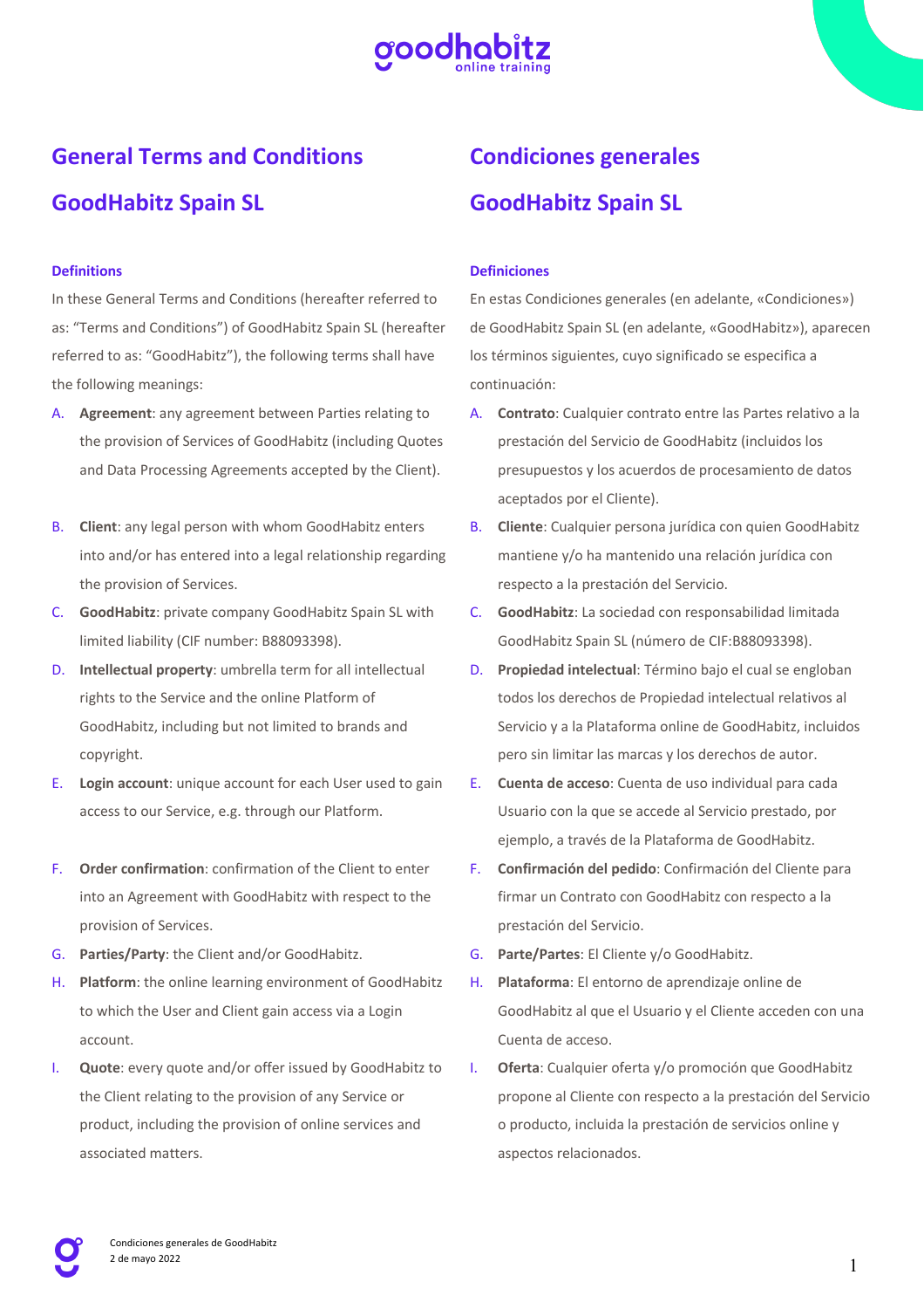# General Terms and Conditions

# GoodHabitz Spain SL

### Definitions

In these General Terms and Conditions (hereafter referred to as: "Terms and Conditions") of GoodHabitz Spain SL (hereafter referred to as: "GoodHabitz"), the following terms shall have the following meanings:

A. **Agreement**: any agreement between Parties relating to the provision of Services of GoodHabitz (including Quotes and Data Processing Agreements accepted by the Client).

B. **Client**: any legal person with whom GoodHabitz enters into and/or has entered into a legal relationship regarding the provision of Services.

C. **GoodHabitz**: private company GoodHabitz Spain SL with limited liability (CIF number: B88093398).

D. **Intellectual property**: umbrella term for all intellectual rights to the Service and the online Platform of GoodHabitz, including but not limited to brands and copyright.

E. **Login account**: unique account for each User used to gain access to our Service, e.g. through our Platform.

F. **Order confirmation**: confirmation of the Client to enter into an Agreement with GoodHabitz with respect to the provision of Services.

G. **Parties/Party**: the Client and/or GoodHabitz.

H. **Platform**: the online learning environment of GoodHabitz to which the User and Client gain access via a Login account.

I. **Quote**: every quote and/or offer issued by GoodHabitz to the Client relating to the provision of any Service or product, including the provision of online services and associated matters.

# Condiciones generales

# GoodHabitz Spain SL

### Definiciones

En estas Condiciones generales (en adelante, «Condiciones») de GoodHabitz Spain SL (en adelante, «GoodHabitz»), aparecen los términos siguientes, cuyo significado se especifica a continuación:

A. **Contrato**: Cualquier contrato entre las Partes relativo a la prestación del Servicio de GoodHabitz (incluidos los presupuestos y los acuerdos de procesamiento de datos aceptados por el Cliente).

B. **Cliente**: Cualquier persona jurídica con quien GoodHabitz mantiene y/o ha mantenido una relación jurídica con respecto a la prestación del Servicio.

C. **GoodHabitz**: La sociedad con responsabilidad limitada GoodHabitz Spain SL (número de CIF:B88093398).

D. **Propiedad intelectual**: Término bajo el cual se engloban todos los derechos de Propiedad intelectual relativos al Servicio y a la Plataforma online de GoodHabitz, incluidos pero sin limitar las marcas y los derechos de autor.

E. **Cuenta de acceso**: Cuenta de uso individual para cada Usuario con la que se accede al Servicio prestado, por ejemplo, a través de la Plataforma de GoodHabitz.

F. **Confirmación del pedido**: Confirmación del Cliente para firmar un Contrato con GoodHabitz con respecto a la prestación del Servicio.

G. **Parte/Partes**: El Cliente y/o GoodHabitz.

H. **Plataforma**: El entorno de aprendizaje online de GoodHabitz al que el Usuario y el Cliente acceden con una Cuenta de acceso.

I. **Oferta**: Cualquier oferta y/o promoción que GoodHabitz propone al Cliente con respecto a la prestación del Servicio o producto, incluida la prestación de servicios online y aspectos relacionados.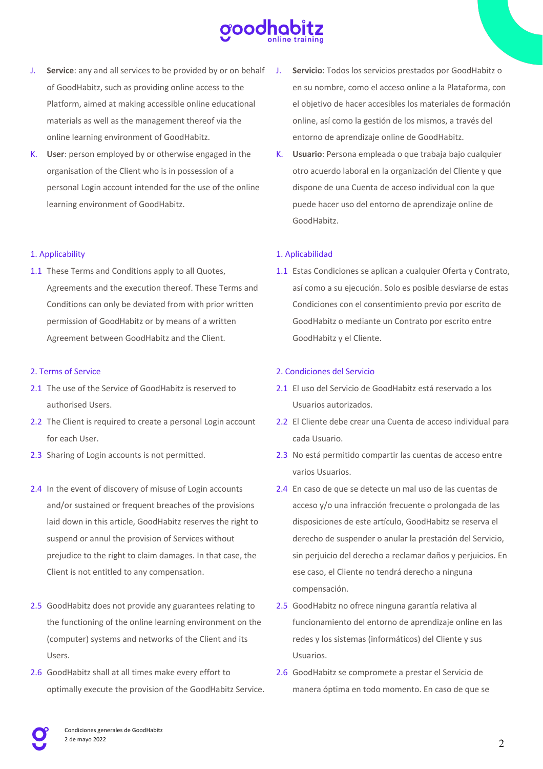J. **Service**: any and all services to be provided by or on behalf of GoodHabitz, such as providing online access to the Platform, aimed at making accessible online educational materials as well as the management thereof via the online learning environment of GoodHabitz.

K. **User**: person employed by or otherwise engaged in the organisation of the Client who is in possession of a personal Login account intended for the use of the online learning environment of GoodHabitz.

## 1. Applicability

1.1 These Terms and Conditions apply to all Quotes, Agreements and the execution thereof. These Terms and Conditions can only be deviated from with prior written permission of GoodHabitz or by means of a written Agreement between GoodHabitz and the Client.

## 2. Terms of Service

2.1 The use of the Service of GoodHabitz is reserved to authorised Users.

2.2 The Client is required to create a personal Login account for each User.

2.3 Sharing of Login accounts is not permitted.

2.4 In the event of discovery of misuse of Login accounts and/or sustained or frequent breaches of the provisions laid down in this article, GoodHabitz reserves the right to suspend or annul the provision of Services without prejudice to the right to claim damages. In that case, the Client is not entitled to any compensation.

2.5 GoodHabitz does not provide any guarantees relating to the functioning of the online learning environment on the (computer) systems and networks of the Client and its Users.

2.6 GoodHabitz shall at all times make every effort to optimally execute the provision of the GoodHabitz Service.

J. **Servicio**: Todos los servicios prestados por GoodHabitz o en su nombre, como el acceso online a la Plataforma, con el objetivo de hacer accesibles los materiales de formación online, así como la gestión de los mismos, a través del entorno de aprendizaje online de GoodHabitz.

K. **Usuario**: Persona empleada o que trabaja bajo cualquier otro acuerdo laboral en la organización del Cliente y que dispone de una Cuenta de acceso individual con la que puede hacer uso del entorno de aprendizaje online de GoodHabitz.

## 1. Aplicabilidad

1.1 Estas Condiciones se aplican a cualquier Oferta y Contrato, así como a su ejecución. Solo es posible desviarse de estas Condiciones con el consentimiento previo por escrito de GoodHabitz o mediante un Contrato por escrito entre GoodHabitz y el Cliente.

## 2. Condiciones del Servicio

2.1 El uso del Servicio de GoodHabitz está reservado a los Usuarios autorizados.

2.2 El Cliente debe crear una Cuenta de acceso individual para cada Usuario.

2.3 No está permitido compartir las cuentas de acceso entre varios Usuarios.

2.4 En caso de que se detecte un mal uso de las cuentas de acceso y/o una infracción frecuente o prolongada de las disposiciones de este artículo, GoodHabitz se reserva el derecho de suspender o anular la prestación del Servicio, sin perjuicio del derecho a reclamar daños y perjuicios. En ese caso, el Cliente no tendrá derecho a ninguna compensación.

2.5 GoodHabitz no ofrece ninguna garantía relativa al funcionamiento del entorno de aprendizaje online en las redes y los sistemas (informáticos) del Cliente y sus Usuarios.

2.6 GoodHabitz se compromete a prestar el Servicio de manera óptima en todo momento. En caso de que se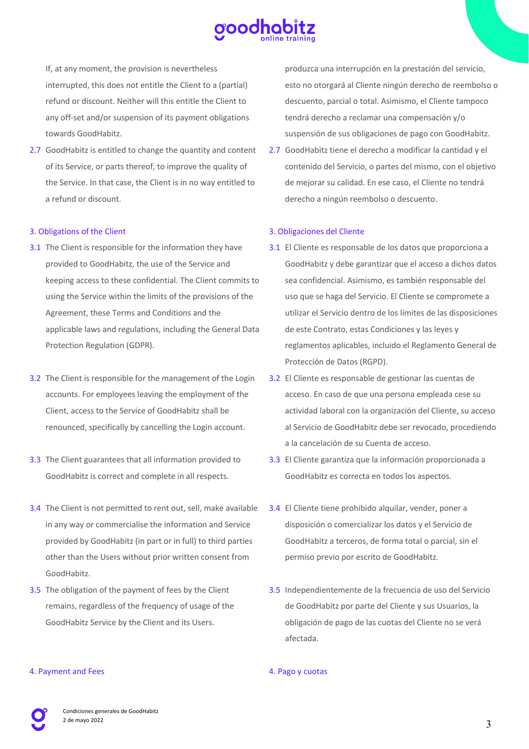If, at any moment, the provision is nevertheless interrupted, this does not entitle the Client to a (partial) refund or discount. Neither will this entitle the Client to any off-set and/or suspension of its payment obligations towards GoodHabitz.

2.7 GoodHabitz is entitled to change the quantity and content of its Service, or parts thereof, to improve the quality of the Service. In that case, the Client is in no way entitled to a refund or discount.

## 3. Obligations of the Client

3.1 The Client is responsible for the information they have provided to GoodHabitz, the use of the Service and keeping access to these confidential. The Client commits to using the Service within the limits of the provisions of the Agreement, these Terms and Conditions and the applicable laws and regulations, including the General Data Protection Regulation (GDPR).

3.2 The Client is responsible for the management of the Login accounts. For employees leaving the employment of the Client, access to the Service of GoodHabitz shall be renounced, specifically by cancelling the Login account.

3.3 The Client guarantees that all information provided to GoodHabitz is correct and complete in all respects.

3.4 The Client is not permitted to rent out, sell, make available in any way or commercialise the information and Service provided by GoodHabitz (in part or in full) to third parties other than the Users without prior written consent from GoodHabitz.

3.5 The obligation of the payment of fees by the Client remains, regardless of the frequency of usage of the GoodHabitz Service by the Client and its Users.

## 4. Payment and Fees

produzca una interrupción en la prestación del servicio, esto no otorgará al Cliente ningún derecho de reembolso o descuento, parcial o total. Asimismo, el Cliente tampoco tendrá derecho a reclamar una compensación y/o suspensión de sus obligaciones de pago con GoodHabitz.

2.7 GoodHabitz tiene el derecho a modificar la cantidad y el contenido del Servicio, o partes del mismo, con el objetivo de mejorar su calidad. En ese caso, el Cliente no tendrá derecho a ningún reembolso o descuento.

## 3. Obligaciones del Cliente

3.1 El Cliente es responsable de los datos que proporciona a GoodHabitz y debe garantizar que el acceso a dichos datos sea confidencial. Asimismo, es también responsable del uso que se haga del Servicio. El Cliente se compromete a utilizar el Servicio dentro de los límites de las disposiciones de este Contrato, estas Condiciones y las leyes y reglamentos aplicables, incluido el Reglamento General de Protección de Datos (RGPD).

3.2 El Cliente es responsable de gestionar las cuentas de acceso. En caso de que una persona empleada cese su actividad laboral con la organización del Cliente, su acceso al Servicio de GoodHabitz debe ser revocado, procediendo a la cancelación de su Cuenta de acceso.

3.3 El Cliente garantiza que la información proporcionada a GoodHabitz es correcta en todos los aspectos.

3.4 El Cliente tiene prohibido alquilar, vender, poner a disposición o comercializar los datos y el Servicio de GoodHabitz a terceros, de forma total o parcial, sin el permiso previo por escrito de GoodHabitz.

3.5 Independientemente de la frecuencia de uso del Servicio de GoodHabitz por parte del Cliente y sus Usuarios, la obligación de pago de las cuotas del Cliente no se verá afectada.

## 4. Pago y cuotas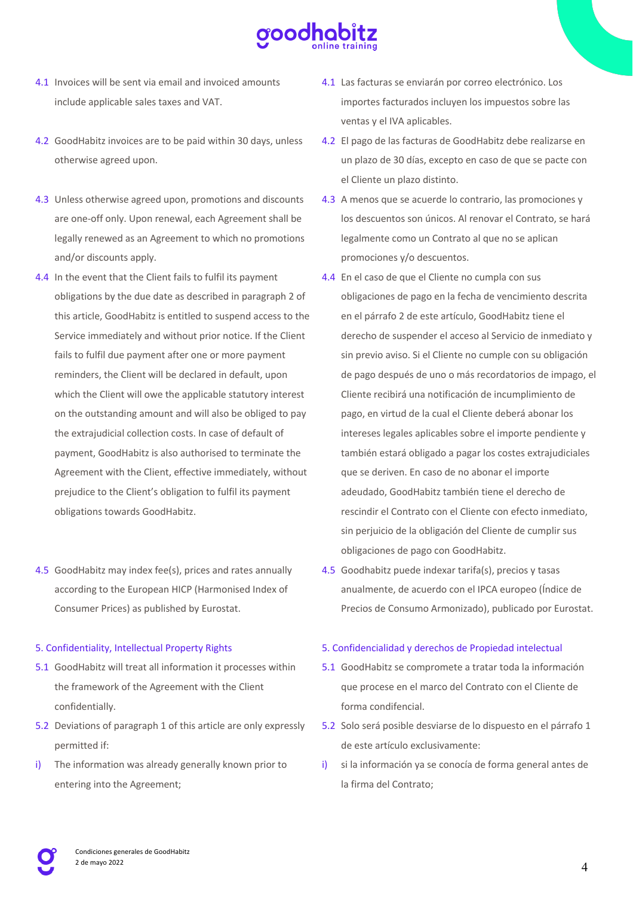4.1 Invoices will be sent via email and invoiced amounts include applicable sales taxes and VAT.

4.2 GoodHabitz invoices are to be paid within 30 days, unless otherwise agreed upon.

4.3 Unless otherwise agreed upon, promotions and discounts are one-off only. Upon renewal, each Agreement shall be legally renewed as an Agreement to which no promotions and/or discounts apply.

4.4 In the event that the Client fails to fulfil its payment obligations by the due date as described in paragraph 2 of this article, GoodHabitz is entitled to suspend access to the Service immediately and without prior notice. If the Client fails to fulfil due payment after one or more payment reminders, the Client will be declared in default, upon which the Client will owe the applicable statutory interest on the outstanding amount and will also be obliged to pay the extrajudicial collection costs. In case of default of payment, GoodHabitz is also authorised to terminate the Agreement with the Client, effective immediately, without prejudice to the Client's obligation to fulfil its payment obligations towards GoodHabitz.

4.5 GoodHabitz may index fee(s), prices and rates annually according to the European HICP (Harmonised Index of Consumer Prices) as published by Eurostat.

## 5. Confidentiality, Intellectual Property Rights

5.1 GoodHabitz will treat all information it processes within the framework of the Agreement with the Client confidentially.

5.2 Deviations of paragraph 1 of this article are only expressly permitted if:

i) The information was already generally known prior to entering into the Agreement;

4.1 Las facturas se enviarán por correo electrónico. Los importes facturados incluyen los impuestos sobre las ventas y el IVA aplicables.

4.2 El pago de las facturas de GoodHabitz debe realizarse en un plazo de 30 días, excepto en caso de que se pacte con el Cliente un plazo distinto.

4.3 A menos que se acuerde lo contrario, las promociones y los descuentos son únicos. Al renovar el Contrato, se hará legalmente como un Contrato al que no se aplican promociones y/o descuentos.

4.4 En el caso de que el Cliente no cumpla con sus obligaciones de pago en la fecha de vencimiento descrita en el párrafo 2 de este artículo, GoodHabitz tiene el derecho de suspender el acceso al Servicio de inmediato y sin previo aviso. Si el Cliente no cumple con su obligación de pago después de uno o más recordatorios de impago, el Cliente recibirá una notificación de incumplimiento de pago, en virtud de la cual el Cliente deberá abonar los intereses legales aplicables sobre el importe pendiente y también estará obligado a pagar los costes extrajudiciales que se deriven. En caso de no abonar el importe adeudado, GoodHabitz también tiene el derecho de rescindir el Contrato con el Cliente con efecto inmediato, sin perjuicio de la obligación del Cliente de cumplir sus obligaciones de pago con GoodHabitz.

4.5 Goodhabitz puede indexar tarifa(s), precios y tasas anualmente, de acuerdo con el IPCA europeo (Índice de Precios de Consumo Armonizado), publicado por Eurostat.

## 5. Confidencialidad y derechos de Propiedad intelectual

5.1 GoodHabitz se compromete a tratar toda la información que procese en el marco del Contrato con el Cliente de forma condifencial.

5.2 Solo será posible desviarse de lo dispuesto en el párrafo 1 de este artículo exclusivamente:

i) si la información ya se conocía de forma general antes de la firma del Contrato;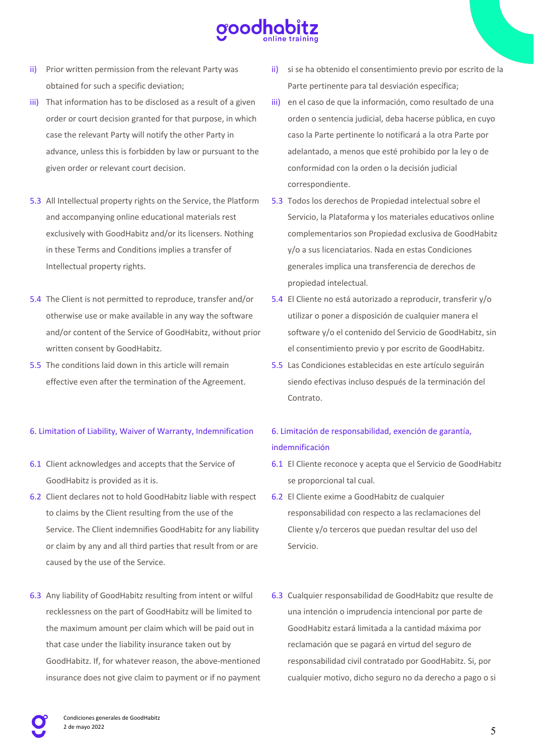ii) Prior written permission from the relevant Party was obtained for such a specific deviation;

iii) That information has to be disclosed as a result of a given order or court decision granted for that purpose, in which case the relevant Party will notify the other Party in advance, unless this is forbidden by law or pursuant to the given order or relevant court decision.

5.3 All Intellectual property rights on the Service, the Platform and accompanying online educational materials rest exclusively with GoodHabitz and/or its licensers. Nothing in these Terms and Conditions implies a transfer of Intellectual property rights.

5.4 The Client is not permitted to reproduce, transfer and/or otherwise use or make available in any way the software and/or content of the Service of GoodHabitz, without prior written consent by GoodHabitz.

5.5 The conditions laid down in this article will remain effective even after the termination of the Agreement.

## 6. Limitation of Liability, Waiver of Warranty, Indemnification

6.1 Client acknowledges and accepts that the Service of GoodHabitz is provided as it is.

6.2 Client declares not to hold GoodHabitz liable with respect to claims by the Client resulting from the use of the Service. The Client indemnifies GoodHabitz for any liability or claim by any and all third parties that result from or are caused by the use of the Service.

6.3 Any liability of GoodHabitz resulting from intent or wilful recklessness on the part of GoodHabitz will be limited to the maximum amount per claim which will be paid out in that case under the liability insurance taken out by GoodHabitz. If, for whatever reason, the above-mentioned insurance does not give claim to payment or if no payment

ii) si se ha obtenido el consentimiento previo por escrito de la Parte pertinente para tal desviación específica;

iii) en el caso de que la información, como resultado de una orden o sentencia judicial, deba hacerse pública, en cuyo caso la Parte pertinente lo notificará a la otra Parte por adelantado, a menos que esté prohibido por la ley o de conformidad con la orden o la decisión judicial correspondiente.

5.3 Todos los derechos de Propiedad intelectual sobre el Servicio, la Plataforma y los materiales educativos online complementarios son Propiedad exclusiva de GoodHabitz y/o a sus licenciatarios. Nada en estas Condiciones generales implica una transferencia de derechos de propiedad intelectual.

5.4 El Cliente no está autorizado a reproducir, transferir y/o utilizar o poner a disposición de cualquier manera el software y/o el contenido del Servicio de GoodHabitz, sin el consentimiento previo y por escrito de GoodHabitz.

5.5 Las Condiciones establecidas en este artículo seguirán siendo efectivas incluso después de la terminación del Contrato.

## 6. Limitación de responsabilidad, exención de garantía, indemnificación

6.1 El Cliente reconoce y acepta que el Servicio de GoodHabitz se proporcional tal cual.

6.2 El Cliente exime a GoodHabitz de cualquier responsabilidad con respecto a las reclamaciones del Cliente y/o terceros que puedan resultar del uso del Servicio.

6.3 Cualquier responsabilidad de GoodHabitz que resulte de una intención o imprudencia intencional por parte de GoodHabitz estará limitada a la cantidad máxima por reclamación que se pagará en virtud del seguro de responsabilidad civil contratado por GoodHabitz. Si, por cualquier motivo, dicho seguro no da derecho a pago o si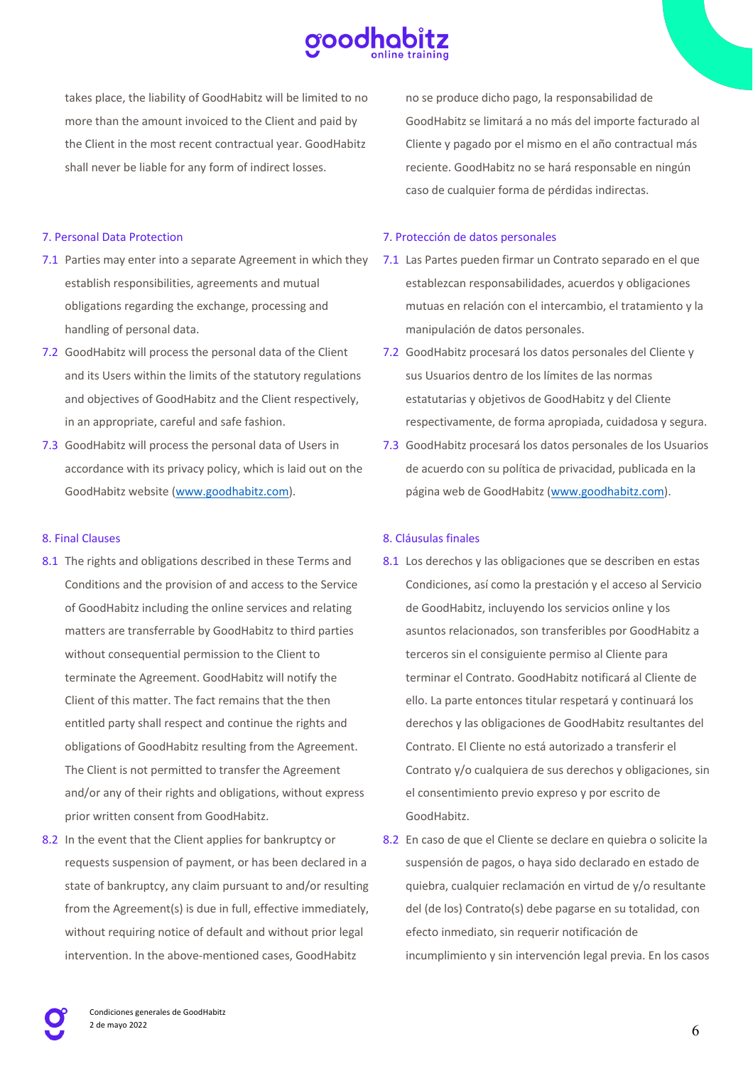takes place, the liability of GoodHabitz will be limited to no more than the amount invoiced to the Client and paid by the Client in the most recent contractual year. GoodHabitz shall never be liable for any form of indirect losses.

### 7. Personal Data Protection

7.1 Parties may enter into a separate Agreement in which they establish responsibilities, agreements and mutual obligations regarding the exchange, processing and handling of personal data.

7.2 GoodHabitz will process the personal data of the Client and its Users within the limits of the statutory regulations and objectives of GoodHabitz and the Client respectively, in an appropriate, careful and safe fashion.

7.3 GoodHabitz will process the personal data of Users in accordance with its privacy policy, which is laid out on the GoodHabitz website (www.goodhabitz.com).

### 8. Final Clauses

8.1 The rights and obligations described in these Terms and Conditions and the provision of and access to the Service of GoodHabitz including the online services and relating matters are transferrable by GoodHabitz to third parties without consequential permission to the Client to terminate the Agreement. GoodHabitz will notify the Client of this matter. The fact remains that the then entitled party shall respect and continue the rights and obligations of GoodHabitz resulting from the Agreement. The Client is not permitted to transfer the Agreement and/or any of their rights and obligations, without express prior written consent from GoodHabitz.

8.2 In the event that the Client applies for bankruptcy or requests suspension of payment, or has been declared in a state of bankruptcy, any claim pursuant to and/or resulting from the Agreement(s) is due in full, effective immediately, without requiring notice of default and without prior legal intervention. In the above-mentioned cases, GoodHabitz

no se produce dicho pago, la responsabilidad de GoodHabitz se limitará a no más del importe facturado al Cliente y pagado por el mismo en el año contractual más reciente. GoodHabitz no se hará responsable en ningún caso de cualquier forma de pérdidas indirectas.

### 7. Protección de datos personales

7.1 Las Partes pueden firmar un Contrato separado en el que establezcan responsabilidades, acuerdos y obligaciones mutuas en relación con el intercambio, el tratamiento y la manipulación de datos personales.

7.2 GoodHabitz procesará los datos personales del Cliente y sus Usuarios dentro de los límites de las normas estatutarias y objetivos de GoodHabitz y del Cliente respectivamente, de forma apropiada, cuidadosa y segura.

7.3 GoodHabitz procesará los datos personales de los Usuarios de acuerdo con su política de privacidad, publicada en la página web de GoodHabitz (www.goodhabitz.com).

### 8. Cláusulas finales

8.1 Los derechos y las obligaciones que se describen en estas Condiciones, así como la prestación y el acceso al Servicio de GoodHabitz, incluyendo los servicios online y los asuntos relacionados, son transferibles por GoodHabitz a terceros sin el consiguiente permiso al Cliente para terminar el Contrato. GoodHabitz notificará al Cliente de ello. La parte entonces titular respetará y continuará los derechos y las obligaciones de GoodHabitz resultantes del Contrato. El Cliente no está autorizado a transferir el Contrato y/o cualquiera de sus derechos y obligaciones, sin el consentimiento previo expreso y por escrito de GoodHabitz.

8.2 En caso de que el Cliente se declare en quiebra o solicite la suspensión de pagos, o haya sido declarado en estado de quiebra, cualquier reclamación en virtud de y/o resultante del (de los) Contrato(s) debe pagarse en su totalidad, con efecto inmediato, sin requerir notificación de incumplimiento y sin intervención legal previa. En los casos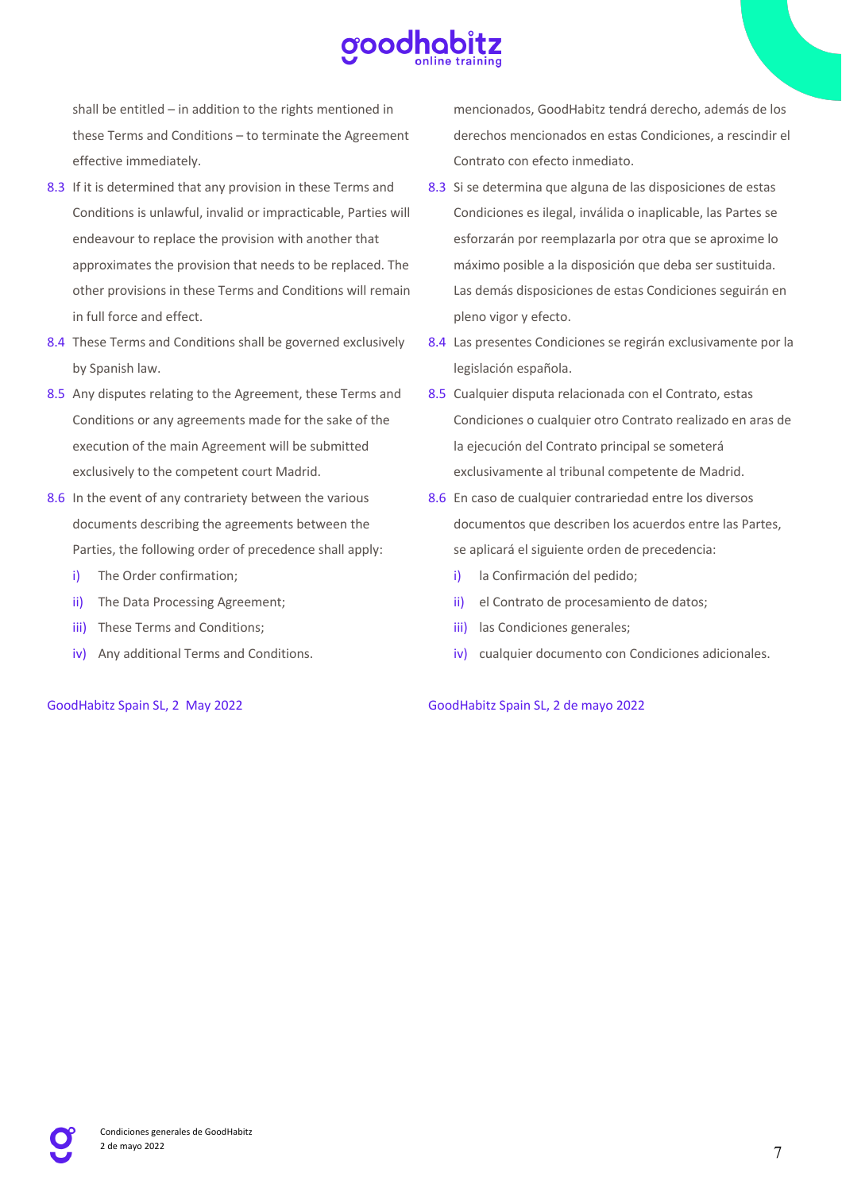shall be entitled – in addition to the rights mentioned in these Terms and Conditions – to terminate the Agreement effective immediately.

8.3 If it is determined that any provision in these Terms and Conditions is unlawful, invalid or impracticable, Parties will endeavour to replace the provision with another that approximates the provision that needs to be replaced. The other provisions in these Terms and Conditions will remain in full force and effect.

8.4 These Terms and Conditions shall be governed exclusively by Spanish law.

8.5 Any disputes relating to the Agreement, these Terms and Conditions or any agreements made for the sake of the execution of the main Agreement will be submitted exclusively to the competent court Madrid.

8.6 In the event of any contrariety between the various documents describing the agreements between the Parties, the following order of precedence shall apply:

i) The Order confirmation;
ii) The Data Processing Agreement;
iii) These Terms and Conditions;
iv) Any additional Terms and Conditions.

GoodHabitz Spain SL, 2 May 2022

mencionados, GoodHabitz tendrá derecho, además de los derechos mencionados en estas Condiciones, a rescindir el Contrato con efecto inmediato.

8.3 Si se determina que alguna de las disposiciones de estas Condiciones es ilegal, inválida o inaplicable, las Partes se esforzarán por reemplazarla por otra que se aproxime lo máximo posible a la disposición que deba ser sustituida. Las demás disposiciones de estas Condiciones seguirán en pleno vigor y efecto.

8.4 Las presentes Condiciones se regirán exclusivamente por la legislación española.

8.5 Cualquier disputa relacionada con el Contrato, estas Condiciones o cualquier otro Contrato realizado en aras de la ejecución del Contrato principal se someterá exclusivamente al tribunal competente de Madrid.

8.6 En caso de cualquier contrariedad entre los diversos documentos que describen los acuerdos entre las Partes, se aplicará el siguiente orden de precedencia:

i) la Confirmación del pedido;
ii) el Contrato de procesamiento de datos;
iii) las Condiciones generales;
iv) cualquier documento con Condiciones adicionales.

GoodHabitz Spain SL, 2 de mayo 2022